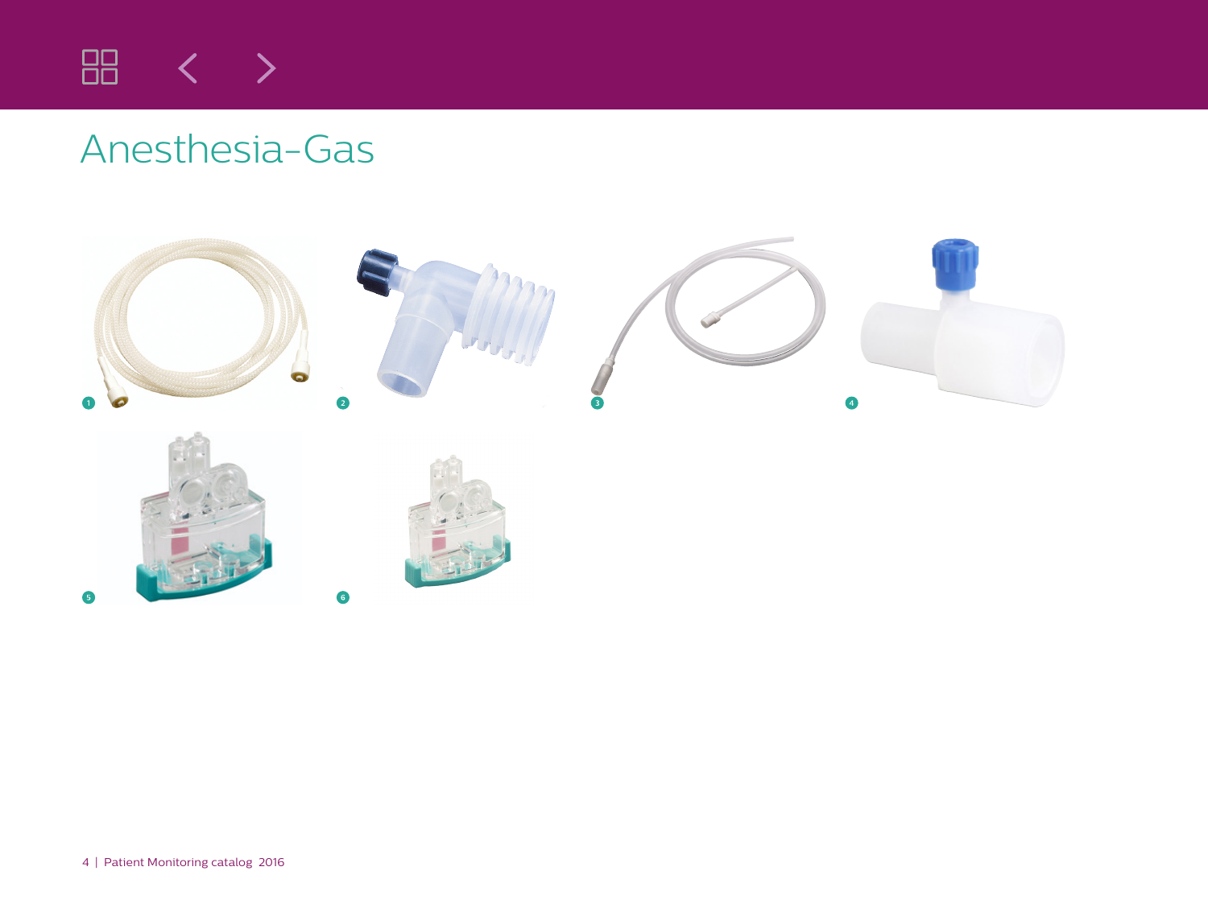# Anesthesia-Gas

1

2

3

4

5

6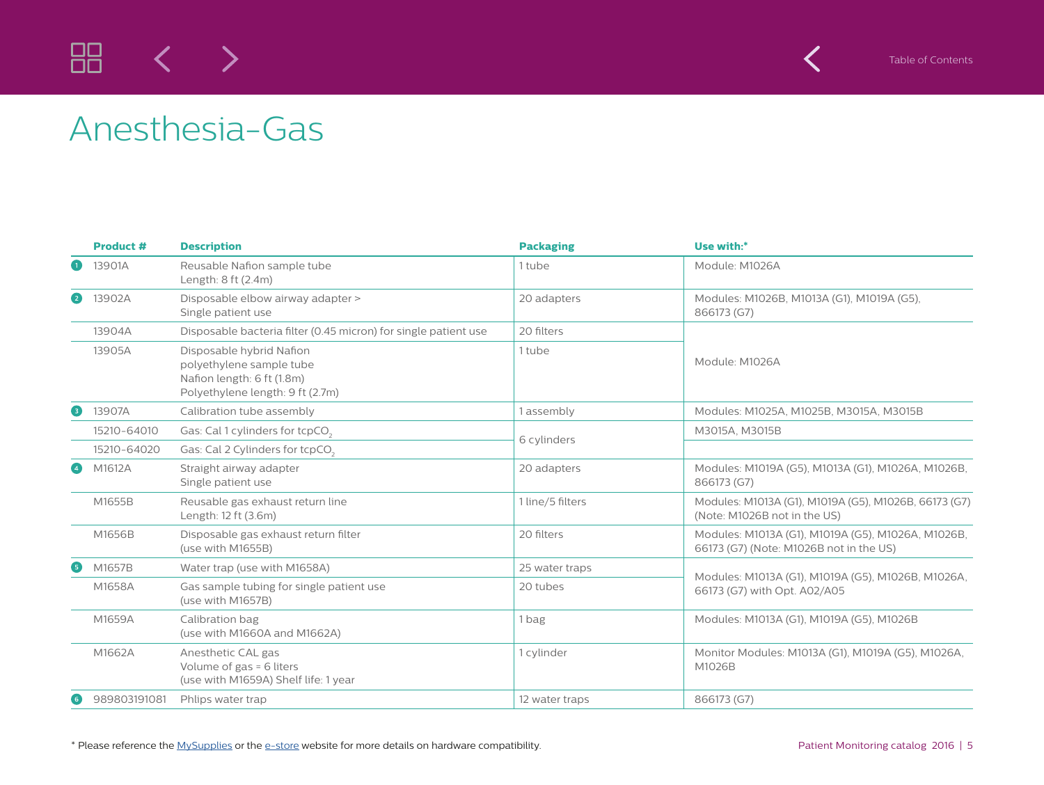# Anesthesia-Gas

| | Product # | Description | Packaging | Use with:* |
|---|---|---|---|---|
| 1 | 13901A | Reusable Nafion sample tube<br>Length: 8 ft (2.4m) | 1 tube | Module: M1026A |
| 2 | 13902A | Disposable elbow airway adapter ><br>Single patient use | 20 adapters | Modules: M1026B, M1013A (G1), M1019A (G5), 866173 (G7) |
| | 13904A | Disposable bacteria filter (0.45 micron) for single patient use | 20 filters | Module: M1026A |
| | 13905A | Disposable hybrid Nafion polyethylene sample tube<br>Nafion length: 6 ft (1.8m)<br>Polyethylene length: 9 ft (2.7m) | 1 tube | Module: M1026A |
| 3 | 13907A | Calibration tube assembly | 1 assembly | Modules: M1025A, M1025B, M3015A, M3015B |
| | 15210-64010 | Gas: Cal 1 cylinders for tcp$CO_2$ | 6 cylinders | M3015A, M3015B |
| | 15210-64020 | Gas: Cal 2 Cylinders for tcp$CO_2$ | 6 cylinders | |
| 4 | M1612A | Straight airway adapter<br>Single patient use | 20 adapters | Modules: M1019A (G5), M1013A (G1), M1026A, M1026B, 866173 (G7) |
| | M1655B | Reusable gas exhaust return line<br>Length: 12 ft (3.6m) | 1 line/5 filters | Modules: M1013A (G1), M1019A (G5), M1026B, 66173 (G7) (Note: M1026B not in the US) |
| | M1656B | Disposable gas exhaust return filter<br>(use with M1655B) | 20 filters | Modules: M1013A (G1), M1019A (G5), M1026A, M1026B, 66173 (G7) (Note: M1026B not in the US) |
| 5 | M1657B | Water trap (use with M1658A) | 25 water traps | Modules: M1013A (G1), M1019A (G5), M1026B, M1026A, 66173 (G7) with Opt. A02/A05 |
| | M1658A | Gas sample tubing for single patient use<br>(use with M1657B) | 20 tubes | Modules: M1013A (G1), M1019A (G5), M1026B, M1026A, 66173 (G7) with Opt. A02/A05 |
| | M1659A | Calibration bag<br>(use with M1660A and M1662A) | 1 bag | Modules: M1013A (G1), M1019A (G5), M1026B |
| | M1662A | Anesthetic CAL gas<br>Volume of gas = 6 liters<br>(use with M1659A) Shelf life: 1 year | 1 cylinder | Monitor Modules: M1013A (G1), M1019A (G5), M1026A, M1026B |
| 6 | 989803191081 | Phlips water trap | 12 water traps | 866173 (G7) |

* Please reference the MySupplies or the e-store website for more details on hardware compatibility.